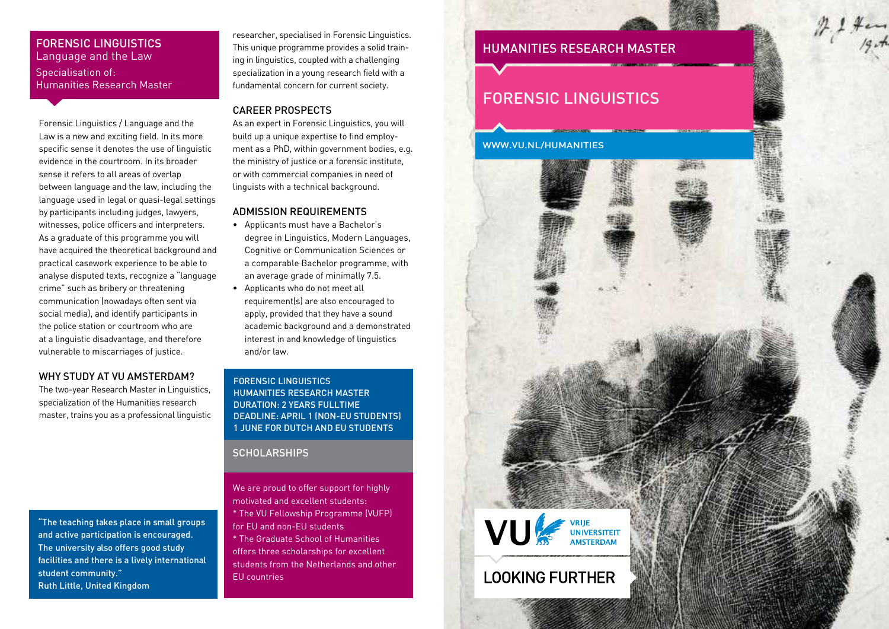# FORENSIC LINGUISTICS
Language and the Law

Specialisation of:
Humanities Research Master

Forensic Linguistics / Language and the Law is a new and exciting field. In its more specific sense it denotes the use of linguistic evidence in the courtroom. In its broader sense it refers to all areas of overlap between language and the law, including the language used in legal or quasi-legal settings by participants including judges, lawyers, witnesses, police officers and interpreters. As a graduate of this programme you will have acquired the theoretical background and practical casework experience to be able to analyse disputed texts, recognize a "language crime" such as bribery or threatening communication (nowadays often sent via social media), and identify participants in the police station or courtroom who are at a linguistic disadvantage, and therefore vulnerable to miscarriages of justice.

## WHY STUDY AT VU AMSTERDAM?

The two-year Research Master in Linguistics, specialization of the Humanities research master, trains you as a professional linguistic researcher, specialised in Forensic Linguistics. This unique programme provides a solid training in linguistics, coupled with a challenging specialization in a young research field with a fundamental concern for current society.

## CAREER PROSPECTS

As an expert in Forensic Linguistics, you will build up a unique expertise to find employment as a PhD, within government bodies, e.g. the ministry of justice or a forensic institute, or with commercial companies in need of linguists with a technical background.

## ADMISSION REQUIREMENTS

- Applicants must have a Bachelor's degree in Linguistics, Modern Languages, Cognitive or Communication Sciences or a comparable Bachelor programme, with an average grade of minimally 7.5.
- Applicants who do not meet all requirement(s) are also encouraged to apply, provided that they have a sound academic background and a demonstrated interest in and knowledge of linguistics and/or law.

"The teaching takes place in small groups and active participation is encouraged. The university also offers good study facilities and there is a lively international student community."
Ruth Little, United Kingdom

FORENSIC LINGUISTICS
HUMANITIES RESEARCH MASTER
DURATION: 2 YEARS FULLTIME
DEADLINE: APRIL 1 (NON-EU STUDENTS)
1 JUNE FOR DUTCH AND EU STUDENTS

## SCHOLARSHIPS

We are proud to offer support for highly motivated and excellent students:
* The VU Fellowship Programme (VUFP) for EU and non-EU students
* The Graduate School of Humanities offers three scholarships for excellent students from the Netherlands and other EU countries

# HUMANITIES RESEARCH MASTER

# FORENSIC LINGUISTICS

WWW.VU.NL/HUMANITIES

VU VRIJE UNIVERSITEIT AMSTERDAM

LOOKING FURTHER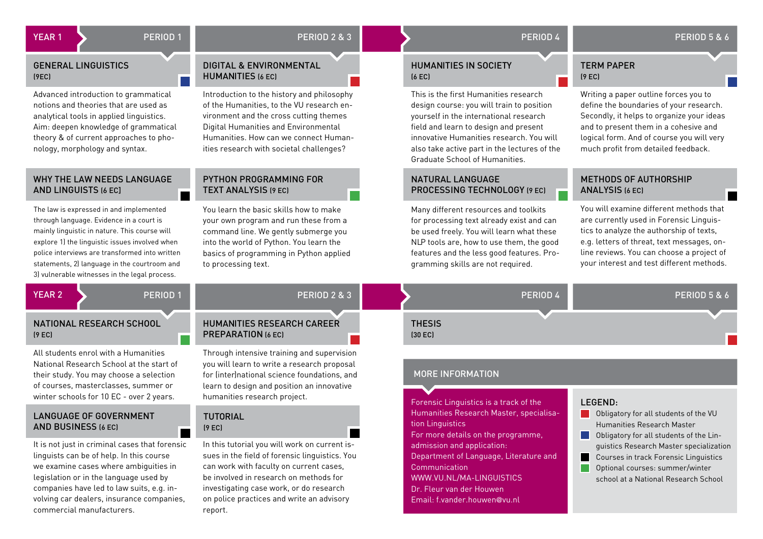## YEAR 1

### PERIOD 1

#### GENERAL LINGUISTICS (9EC)

Advanced introduction to grammatical notions and theories that are used as analytical tools in applied linguistics. Aim: deepen knowledge of grammatical theory & of current approaches to phonology, morphology and syntax.

#### WHY THE LAW NEEDS LANGUAGE AND LINGUISTS (6 EC)

The law is expressed in and implemented through language. Evidence in a court is mainly linguistic in nature. This course will explore 1) the linguistic issues involved when police interviews are transformed into written statements, 2) language in the courtroom and 3) vulnerable witnesses in the legal process.

### PERIOD 2 & 3

#### DIGITAL & ENVIRONMENTAL HUMANITIES (6 EC)

Introduction to the history and philosophy of the Humanities, to the VU research environment and the cross cutting themes Digital Humanities and Environmental Humanities. How can we connect Humanities research with societal challenges?

#### PYTHON PROGRAMMING FOR TEXT ANALYSIS (9 EC)

You learn the basic skills how to make your own program and run these from a command line. We gently submerge you into the world of Python. You learn the basics of programming in Python applied to processing text.

### PERIOD 4

#### HUMANITIES IN SOCIETY (6 EC)

This is the first Humanities research design course: you will train to position yourself in the international research field and learn to design and present innovative Humanities research. You will also take active part in the lectures of the Graduate School of Humanities.

#### NATURAL LANGUAGE PROCESSING TECHNOLOGY (9 EC)

Many different resources and toolkits for processing text already exist and can be used freely. You will learn what these NLP tools are, how to use them, the good features and the less good features. Programming skills are not required.

### PERIOD 5 & 6

#### TERM PAPER (9 EC)

Writing a paper outline forces you to define the boundaries of your research. Secondly, it helps to organize your ideas and to present them in a cohesive and logical form. And of course you will very much profit from detailed feedback.

#### METHODS OF AUTHORSHIP ANALYSIS (6 EC)

You will examine different methods that are currently used in Forensic Linguistics to analyze the authorship of texts, e.g. letters of threat, text messages, online reviews. You can choose a project of your interest and test different methods.

## YEAR 2

### PERIOD 1

#### NATIONAL RESEARCH SCHOOL (9 EC)

All students enrol with a Humanities National Research School at the start of their study. You may choose a selection of courses, masterclasses, summer or winter schools for 10 EC - over 2 years.

#### LANGUAGE OF GOVERNMENT AND BUSINESS (6 EC)

It is not just in criminal cases that forensic linguists can be of help. In this course we examine cases where ambiguities in legislation or in the language used by companies have led to law suits, e.g. involving car dealers, insurance companies, commercial manufacturers.

### PERIOD 2 & 3

#### HUMANITIES RESEARCH CAREER PREPARATION (6 EC)

Through intensive training and supervision you will learn to write a research proposal for (inter)national science foundations, and learn to design and position an innovative humanities research project.

#### TUTORIAL (9 EC)

In this tutorial you will work on current issues in the field of forensic linguistics. You can work with faculty on current cases, be involved in research on methods for investigating case work, or do research on police practices and write an advisory report.

### PERIOD 4

### PERIOD 5 & 6

#### THESIS (30 EC)

## MORE INFORMATION

Forensic Linguistics is a track of the Humanities Research Master, specialisation Linguistics

For more details on the programme, admission and application:

Department of Language, Literature and Communication

WWW.VU.NL/MA-LINGUISTICS

Dr. Fleur van der Houwen

Email: f.vander.houwen@vu.nl

### LEGEND:

- Red: Obligatory for all students of the VU Humanities Research Master
- Blue: Obligatory for all students of the Linguistics Research Master specialization
- Black: Courses in track Forensic Linguistics
- Green: Optional courses: summer/winter school at a National Research School